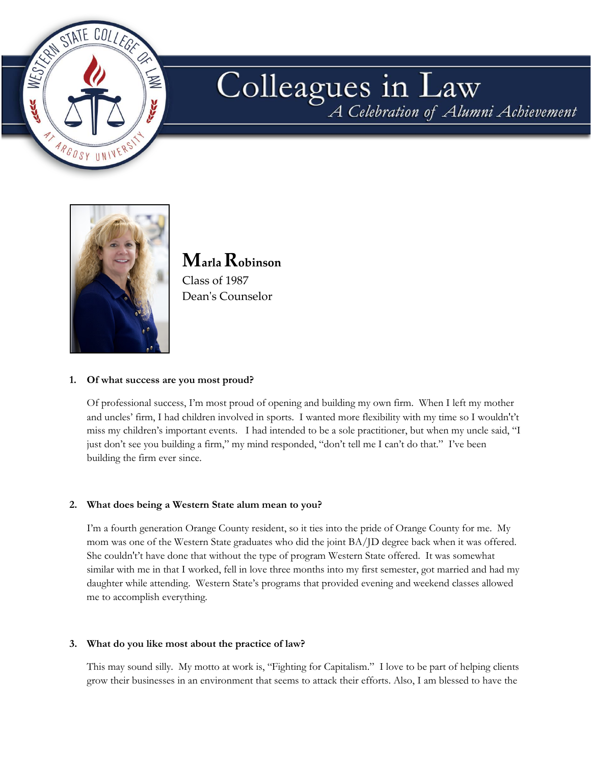# Colleagues in Law

*A Celebration of Alumni Achievement*

**Marla Robinson**
Class of 1987
Dean's Counselor

1. **Of what success are you most proud?**

   Of professional success, I'm most proud of opening and building my own firm. When I left my mother and uncles' firm, I had children involved in sports. I wanted more flexibility with my time so I wouldn't't miss my children's important events. I had intended to be a sole practitioner, but when my uncle said, "I just don't see you building a firm," my mind responded, "don't tell me I can't do that." I've been building the firm ever since.

2. **What does being a Western State alum mean to you?**

   I'm a fourth generation Orange County resident, so it ties into the pride of Orange County for me. My mom was one of the Western State graduates who did the joint BA/JD degree back when it was offered. She couldn't't have done that without the type of program Western State offered. It was somewhat similar with me in that I worked, fell in love three months into my first semester, got married and had my daughter while attending. Western State's programs that provided evening and weekend classes allowed me to accomplish everything.

3. **What do you like most about the practice of law?**

   This may sound silly. My motto at work is, "Fighting for Capitalism." I love to be part of helping clients grow their businesses in an environment that seems to attack their efforts. Also, I am blessed to have the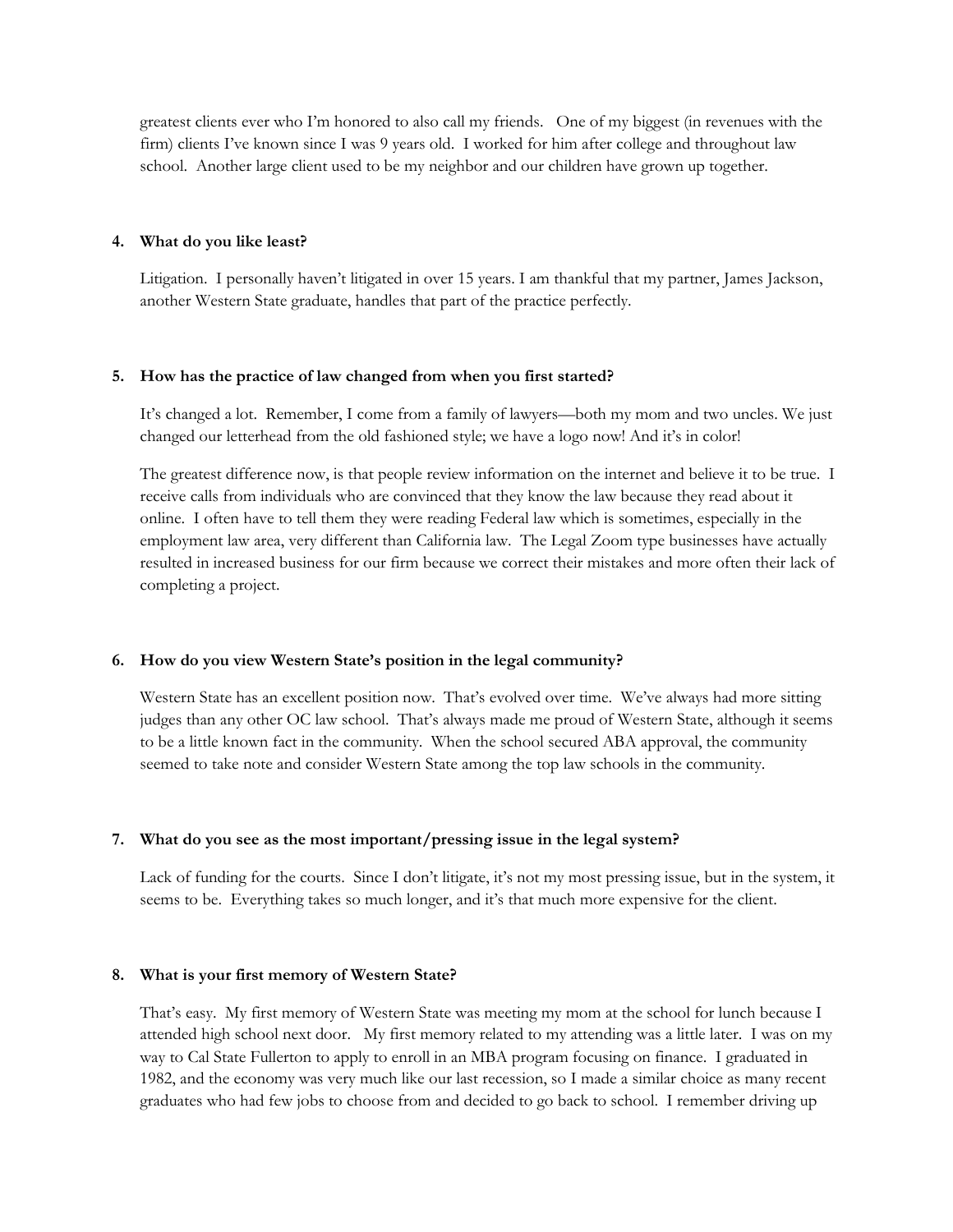greatest clients ever who I'm honored to also call my friends. One of my biggest (in revenues with the firm) clients I've known since I was 9 years old. I worked for him after college and throughout law school. Another large client used to be my neighbor and our children have grown up together.

**4. What do you like least?**

Litigation. I personally haven't litigated in over 15 years. I am thankful that my partner, James Jackson, another Western State graduate, handles that part of the practice perfectly.

**5. How has the practice of law changed from when you first started?**

It's changed a lot. Remember, I come from a family of lawyers—both my mom and two uncles. We just changed our letterhead from the old fashioned style; we have a logo now! And it's in color!

The greatest difference now, is that people review information on the internet and believe it to be true. I receive calls from individuals who are convinced that they know the law because they read about it online. I often have to tell them they were reading Federal law which is sometimes, especially in the employment law area, very different than California law. The Legal Zoom type businesses have actually resulted in increased business for our firm because we correct their mistakes and more often their lack of completing a project.

**6. How do you view Western State's position in the legal community?**

Western State has an excellent position now. That's evolved over time. We've always had more sitting judges than any other OC law school. That's always made me proud of Western State, although it seems to be a little known fact in the community. When the school secured ABA approval, the community seemed to take note and consider Western State among the top law schools in the community.

**7. What do you see as the most important/pressing issue in the legal system?**

Lack of funding for the courts. Since I don't litigate, it's not my most pressing issue, but in the system, it seems to be. Everything takes so much longer, and it's that much more expensive for the client.

**8. What is your first memory of Western State?**

That's easy. My first memory of Western State was meeting my mom at the school for lunch because I attended high school next door. My first memory related to my attending was a little later. I was on my way to Cal State Fullerton to apply to enroll in an MBA program focusing on finance. I graduated in 1982, and the economy was very much like our last recession, so I made a similar choice as many recent graduates who had few jobs to choose from and decided to go back to school. I remember driving up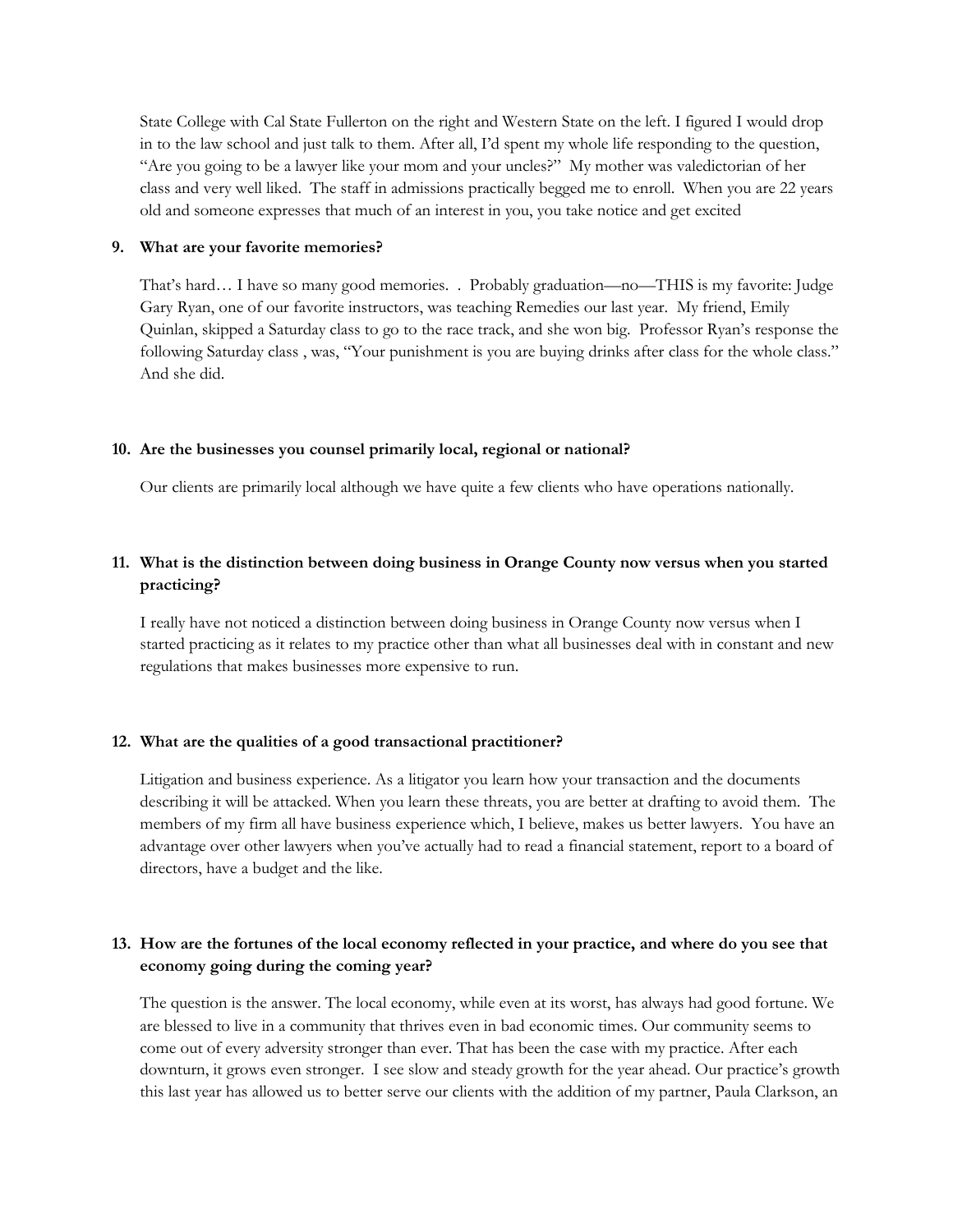State College with Cal State Fullerton on the right and Western State on the left. I figured I would drop in to the law school and just talk to them. After all, I'd spent my whole life responding to the question, "Are you going to be a lawyer like your mom and your uncles?" My mother was valedictorian of her class and very well liked. The staff in admissions practically begged me to enroll. When you are 22 years old and someone expresses that much of an interest in you, you take notice and get excited

**9. What are your favorite memories?**

That's hard… I have so many good memories. . Probably graduation—no—THIS is my favorite: Judge Gary Ryan, one of our favorite instructors, was teaching Remedies our last year. My friend, Emily Quinlan, skipped a Saturday class to go to the race track, and she won big. Professor Ryan's response the following Saturday class , was, "Your punishment is you are buying drinks after class for the whole class." And she did.

**10. Are the businesses you counsel primarily local, regional or national?**

Our clients are primarily local although we have quite a few clients who have operations nationally.

**11. What is the distinction between doing business in Orange County now versus when you started practicing?**

I really have not noticed a distinction between doing business in Orange County now versus when I started practicing as it relates to my practice other than what all businesses deal with in constant and new regulations that makes businesses more expensive to run.

**12. What are the qualities of a good transactional practitioner?**

Litigation and business experience. As a litigator you learn how your transaction and the documents describing it will be attacked. When you learn these threats, you are better at drafting to avoid them. The members of my firm all have business experience which, I believe, makes us better lawyers. You have an advantage over other lawyers when you've actually had to read a financial statement, report to a board of directors, have a budget and the like.

**13. How are the fortunes of the local economy reflected in your practice, and where do you see that economy going during the coming year?**

The question is the answer. The local economy, while even at its worst, has always had good fortune. We are blessed to live in a community that thrives even in bad economic times. Our community seems to come out of every adversity stronger than ever. That has been the case with my practice. After each downturn, it grows even stronger. I see slow and steady growth for the year ahead. Our practice's growth this last year has allowed us to better serve our clients with the addition of my partner, Paula Clarkson, an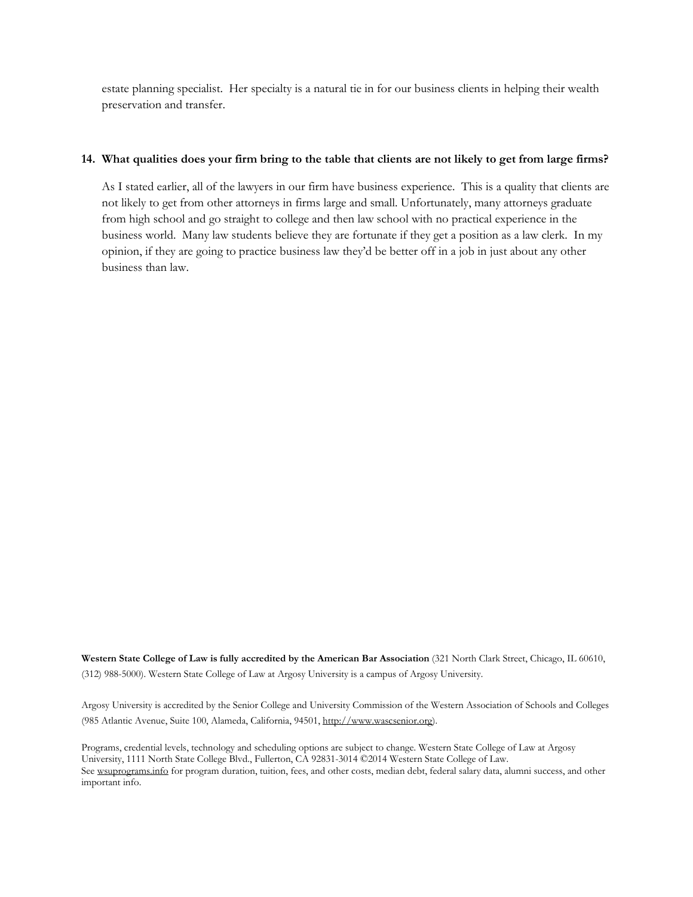estate planning specialist. Her specialty is a natural tie in for our business clients in helping their wealth preservation and transfer.

**14. What qualities does your firm bring to the table that clients are not likely to get from large firms?**

As I stated earlier, all of the lawyers in our firm have business experience. This is a quality that clients are not likely to get from other attorneys in firms large and small. Unfortunately, many attorneys graduate from high school and go straight to college and then law school with no practical experience in the business world. Many law students believe they are fortunate if they get a position as a law clerk. In my opinion, if they are going to practice business law they'd be better off in a job in just about any other business than law.

**Western State College of Law is fully accredited by the American Bar Association** (321 North Clark Street, Chicago, IL 60610, (312) 988-5000). Western State College of Law at Argosy University is a campus of Argosy University.

Argosy University is accredited by the Senior College and University Commission of the Western Association of Schools and Colleges (985 Atlantic Avenue, Suite 100, Alameda, California, 94501, http://www.wascsenior.org).

Programs, credential levels, technology and scheduling options are subject to change. Western State College of Law at Argosy University, 1111 North State College Blvd., Fullerton, CA 92831-3014 ©2014 Western State College of Law. See wsuprograms.info for program duration, tuition, fees, and other costs, median debt, federal salary data, alumni success, and other important info.